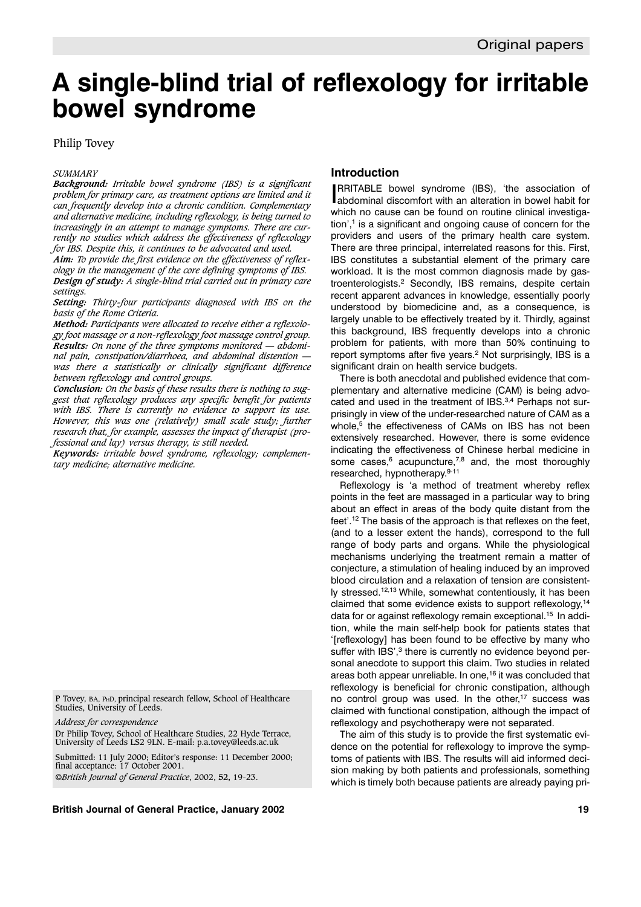# A single-blind trial of reflexology for irritable bowel syndrome

Philip Tovey

*SUMMARY*

***Background:*** *Irritable bowel syndrome (IBS) is a significant problem for primary care, as treatment options are limited and it can frequently develop into a chronic condition. Complementary and alternative medicine, including reflexology, is being turned to increasingly in an attempt to manage symptoms. There are currently no studies which address the effectiveness of reflexology for IBS. Despite this, it continues to be advocated and used.*

***Aim:*** *To provide the first evidence on the effectiveness of reflexology in the management of the core defining symptoms of IBS.*

***Design of study:*** *A single-blind trial carried out in primary care settings.*

***Setting:*** *Thirty-four participants diagnosed with IBS on the basis of the Rome Criteria.*

***Method:*** *Participants were allocated to receive either a reflexology foot massage or a non-reflexology foot massage control group.*

***Results:*** *On none of the three symptoms monitored — abdominal pain, constipation/diarrhoea, and abdominal distention — was there a statistically or clinically significant difference between reflexology and control groups.*

***Conclusion:*** *On the basis of these results there is nothing to suggest that reflexology produces any specific benefit for patients with IBS. There is currently no evidence to support its use. However, this was one (relatively) small scale study; further research that, for example, assesses the impact of therapist (professional and lay) versus therapy, is still needed.*

***Keywords:*** *irritable bowel syndrome, reflexology; complementary medicine; alternative medicine.*

P Tovey, BA, PhD, principal research fellow, School of Healthcare Studies, University of Leeds.

*Address for correspondence*

Dr Philip Tovey, School of Healthcare Studies, 22 Hyde Terrace, University of Leeds LS2 9LN. E-mail: p.a.tovey@leeds.ac.uk

Submitted: 11 July 2000; Editor's response: 11 December 2000; final acceptance: 17 October 2001.

©*British Journal of General Practice*, 2002, **52**, 19-23.

## Introduction

IRRITABLE bowel syndrome (IBS), 'the association of abdominal discomfort with an alteration in bowel habit for which no cause can be found on routine clinical investigation',[1] is a significant and ongoing cause of concern for the providers and users of the primary health care system. There are three principal, interrelated reasons for this. First, IBS constitutes a substantial element of the primary care workload. It is the most common diagnosis made by gastroenterologists.[2] Secondly, IBS remains, despite certain recent apparent advances in knowledge, essentially poorly understood by biomedicine and, as a consequence, is largely unable to be effectively treated by it. Thirdly, against this background, IBS frequently develops into a chronic problem for patients, with more than 50% continuing to report symptoms after five years.[2] Not surprisingly, IBS is a significant drain on health service budgets.

There is both anecdotal and published evidence that complementary and alternative medicine (CAM) is being advocated and used in the treatment of IBS.[3,4] Perhaps not surprisingly in view of the under-researched nature of CAM as a whole,[5] the effectiveness of CAMs on IBS has not been extensively researched. However, there is some evidence indicating the effectiveness of Chinese herbal medicine in some cases,[6] acupuncture,[7,8] and, the most thoroughly researched, hypnotherapy.[9-11]

Reflexology is 'a method of treatment whereby reflex points in the feet are massaged in a particular way to bring about an effect in areas of the body quite distant from the feet'.[12] The basis of the approach is that reflexes on the feet, (and to a lesser extent the hands), correspond to the full range of body parts and organs. While the physiological mechanisms underlying the treatment remain a matter of conjecture, a stimulation of healing induced by an improved blood circulation and a relaxation of tension are consistently stressed.[12,13] While, somewhat contentiously, it has been claimed that some evidence exists to support reflexology,[14] data for or against reflexology remain exceptional.[15] In addition, while the main self-help book for patients states that '[reflexology] has been found to be effective by many who suffer with IBS',[3] there is currently no evidence beyond personal anecdote to support this claim. Two studies in related areas both appear unreliable. In one,[16] it was concluded that reflexology is beneficial for chronic constipation, although no control group was used. In the other,[17] success was claimed with functional constipation, although the impact of reflexology and psychotherapy were not separated.

The aim of this study is to provide the first systematic evidence on the potential for reflexology to improve the symptoms of patients with IBS. The results will aid informed decision making by both patients and professionals, something which is timely both because patients are already paying pri-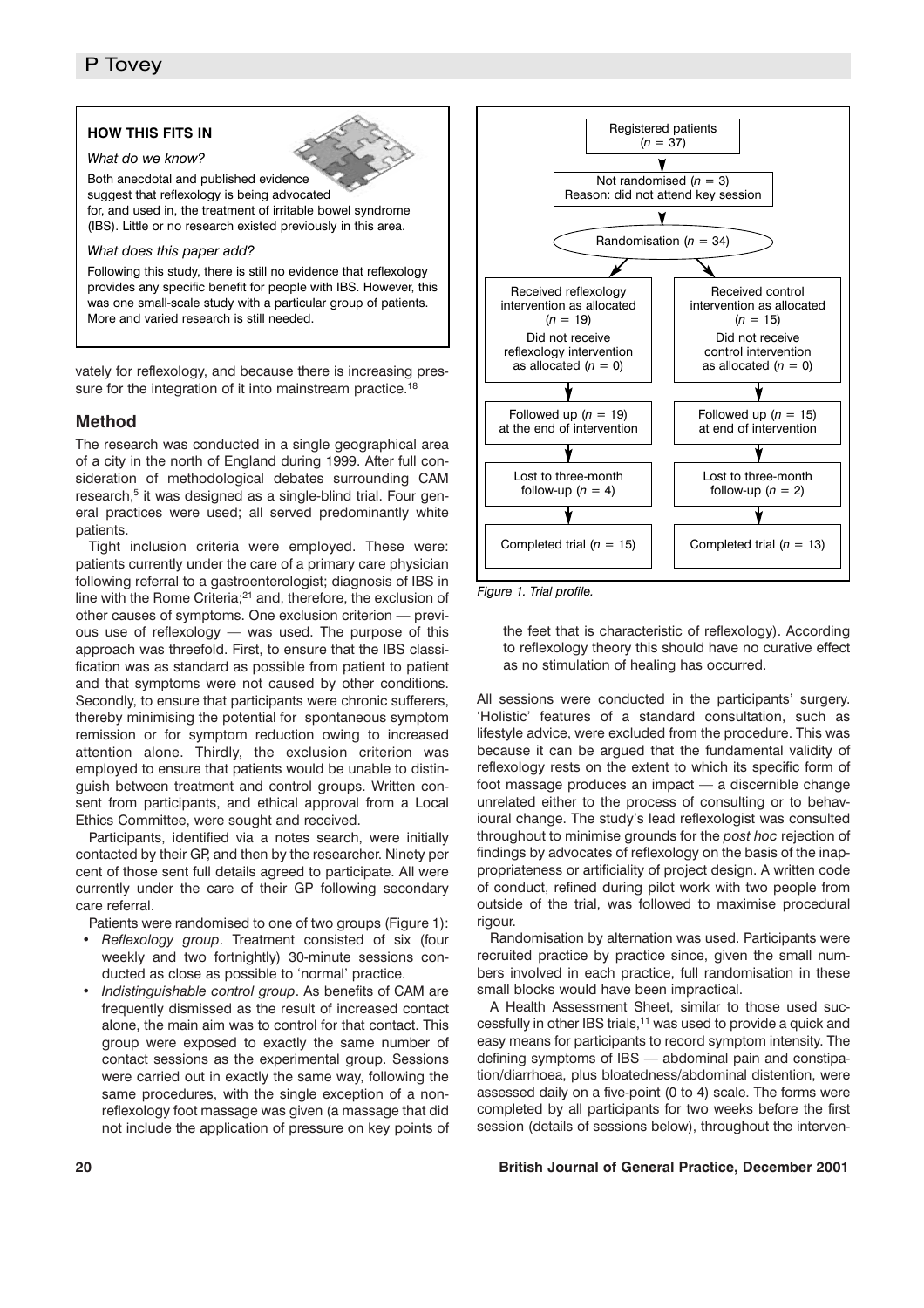**HOW THIS FITS IN**

*What do we know?*

Both anecdotal and published evidence suggest that reflexology is being advocated for, and used in, the treatment of irritable bowel syndrome (IBS). Little or no research existed previously in this area.

*What does this paper add?*

Following this study, there is still no evidence that reflexology provides any specific benefit for people with IBS. However, this was one small-scale study with a particular group of patients. More and varied research is still needed.

vately for reflexology, and because there is increasing pressure for the integration of it into mainstream practice.[18]

## Method

The research was conducted in a single geographical area of a city in the north of England during 1999. After full consideration of methodological debates surrounding CAM research,[5] it was designed as a single-blind trial. Four general practices were used; all served predominantly white patients.

Tight inclusion criteria were employed. These were: patients currently under the care of a primary care physician following referral to a gastroenterologist; diagnosis of IBS in line with the Rome Criteria;[21] and, therefore, the exclusion of other causes of symptoms. One exclusion criterion — previous use of reflexology — was used. The purpose of this approach was threefold. First, to ensure that the IBS classification was as standard as possible from patient to patient and that symptoms were not caused by other conditions. Secondly, to ensure that participants were chronic sufferers, thereby minimising the potential for spontaneous symptom remission or for symptom reduction owing to increased attention alone. Thirdly, the exclusion criterion was employed to ensure that patients would be unable to distinguish between treatment and control groups. Written consent from participants, and ethical approval from a Local Ethics Committee, were sought and received.

Participants, identified via a notes search, were initially contacted by their GP, and then by the researcher. Ninety per cent of those sent full details agreed to participate. All were currently under the care of their GP following secondary care referral.

Patients were randomised to one of two groups (Figure 1):

- *Reflexology group*. Treatment consisted of six (four weekly and two fortnightly) 30-minute sessions conducted as close as possible to 'normal' practice.
- *Indistinguishable control group*. As benefits of CAM are frequently dismissed as the result of increased contact alone, the main aim was to control for that contact. This group were exposed to exactly the same number of contact sessions as the experimental group. Sessions were carried out in exactly the same way, following the same procedures, with the single exception of a non-reflexology foot massage was given (a massage that did not include the application of pressure on key points of the feet that is characteristic of reflexology). According to reflexology theory this should have no curative effect as no stimulation of healing has occurred.

Registered patients ($n$ = 37)
→ Not randomised ($n$ = 3) Reason: did not attend key session
→ Randomisation ($n$ = 34)

| Reflexology arm | Control arm |
|---|---|
| Received reflexology intervention as allocated ($n$ = 19); Did not receive reflexology intervention as allocated ($n$ = 0) | Received control intervention as allocated ($n$ = 15); Did not receive control intervention as allocated ($n$ = 0) |
| Followed up ($n$ = 19) at the end of intervention | Followed up ($n$ = 15) at end of intervention |
| Lost to three-month follow-up ($n$ = 4) | Lost to three-month follow-up ($n$ = 2) |
| Completed trial ($n$ = 15) | Completed trial ($n$ = 13) |

*Figure 1. Trial profile.*

All sessions were conducted in the participants' surgery. 'Holistic' features of a standard consultation, such as lifestyle advice, were excluded from the procedure. This was because it can be argued that the fundamental validity of reflexology rests on the extent to which its specific form of foot massage produces an impact — a discernible change unrelated either to the process of consulting or to behavioural change. The study's lead reflexologist was consulted throughout to minimise grounds for the *post hoc* rejection of findings by advocates of reflexology on the basis of the inappropriateness or artificiality of project design. A written code of conduct, refined during pilot work with two people from outside of the trial, was followed to maximise procedural rigour.

Randomisation by alternation was used. Participants were recruited practice by practice since, given the small numbers involved in each practice, full randomisation in these small blocks would have been impractical.

A Health Assessment Sheet, similar to those used successfully in other IBS trials,[11] was used to provide a quick and easy means for participants to record symptom intensity. The defining symptoms of IBS — abdominal pain and constipation/diarrhoea, plus bloatedness/abdominal distention, were assessed daily on a five-point (0 to 4) scale. The forms were completed by all participants for two weeks before the first session (details of sessions below), throughout the interven-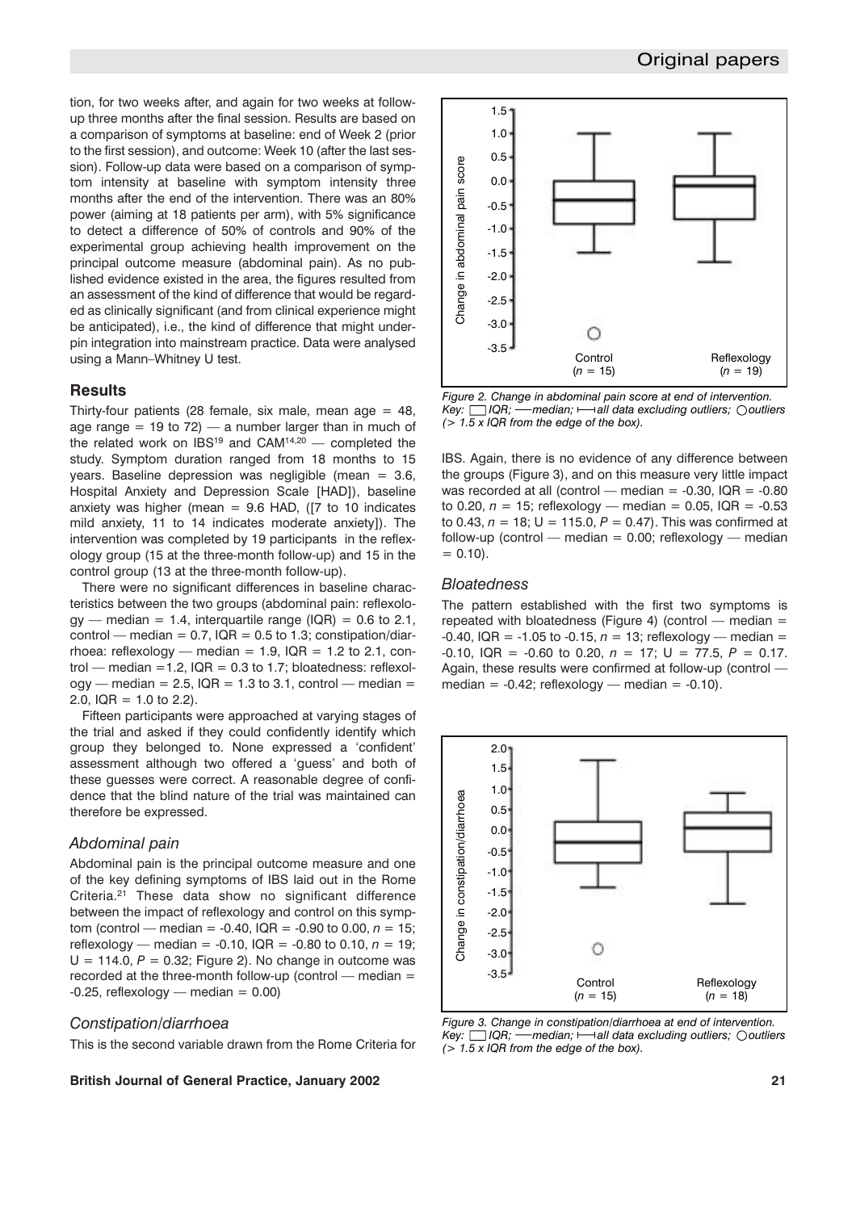tion, for two weeks after, and again for two weeks at follow-up three months after the final session. Results are based on a comparison of symptoms at baseline: end of Week 2 (prior to the first session), and outcome: Week 10 (after the last session). Follow-up data were based on a comparison of symptom intensity at baseline with symptom intensity three months after the end of the intervention. There was an 80% power (aiming at 18 patients per arm), with 5% significance to detect a difference of 50% of controls and 90% of the experimental group achieving health improvement on the principal outcome measure (abdominal pain). As no published evidence existed in the area, the figures resulted from an assessment of the kind of difference that would be regarded as clinically significant (and from clinical experience might be anticipated), i.e., the kind of difference that might underpin integration into mainstream practice. Data were analysed using a Mann–Whitney U test.

## Results

Thirty-four patients (28 female, six male, mean age = 48, age range = 19 to 72) — a number larger than in much of the related work on IBS[19] and CAM[14,20] — completed the study. Symptom duration ranged from 18 months to 15 years. Baseline depression was negligible (mean = 3.6, Hospital Anxiety and Depression Scale [HAD]), baseline anxiety was higher (mean = 9.6 HAD, ([7 to 10 indicates mild anxiety, 11 to 14 indicates moderate anxiety]). The intervention was completed by 19 participants in the reflexology group (15 at the three-month follow-up) and 15 in the control group (13 at the three-month follow-up).

There were no significant differences in baseline characteristics between the two groups (abdominal pain: reflexology — median = 1.4, interquartile range (IQR) = 0.6 to 2.1, control — median = 0.7, IQR = 0.5 to 1.3; constipation/diarrhoea: reflexology — median = 1.9, IQR = 1.2 to 2.1, control — median =1.2, IQR = 0.3 to 1.7; bloatedness: reflexology — median = 2.5, IQR = 1.3 to 3.1, control — median = 2.0, IQR = 1.0 to 2.2).

Fifteen participants were approached at varying stages of the trial and asked if they could confidently identify which group they belonged to. None expressed a 'confident' assessment although two offered a 'guess' and both of these guesses were correct. A reasonable degree of confidence that the blind nature of the trial was maintained can therefore be expressed.

### *Abdominal pain*

Abdominal pain is the principal outcome measure and one of the key defining symptoms of IBS laid out in the Rome Criteria.[21] These data show no significant difference between the impact of reflexology and control on this symptom (control — median = -0.40, IQR = -0.90 to 0.00, $n$ = 15; reflexology — median = -0.10, IQR = -0.80 to 0.10, $n$ = 19; U = 114.0, $P$ = 0.32; Figure 2). No change in outcome was recorded at the three-month follow-up (control — median = -0.25, reflexology — median = 0.00)

### *Constipation/diarrhoea*

This is the second variable drawn from the Rome Criteria for IBS. Again, there is no evidence of any difference between the groups (Figure 3), and on this measure very little impact was recorded at all (control — median = -0.30, IQR = -0.80 to 0.20, $n$ = 15; reflexology — median = 0.05, IQR = -0.53 to 0.43, $n$ = 18; U = 115.0, $P$ = 0.47). This was confirmed at follow-up (control — median = 0.00; reflexology — median = 0.10).

*Figure 2. Change in abdominal pain score at end of intervention. Key: IQR; — median; ⊢⊣ all data excluding outliers; ○ outliers (> 1.5 x IQR from the edge of the box).*

### *Bloatedness*

The pattern established with the first two symptoms is repeated with bloatedness (Figure 4) (control — median = -0.40, IQR = -1.05 to -0.15, $n$ = 13; reflexology — median = -0.10, IQR = -0.60 to 0.20, $n$ = 17; U = 77.5, $P$ = 0.17. Again, these results were confirmed at follow-up (control — median = -0.42; reflexology — median = -0.10).

*Figure 3. Change in constipation/diarrhoea at end of intervention. Key: IQR; — median; ⊢⊣ all data excluding outliers; ○ outliers (> 1.5 x IQR from the edge of the box).*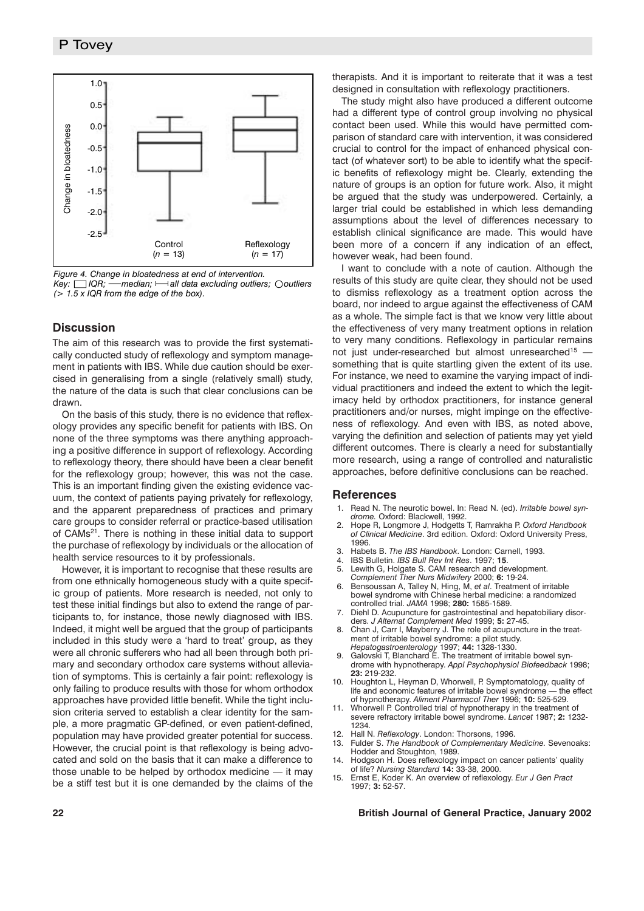Figure 4. Change in bloatedness at end of intervention.
Key: ☐ IQR; — median; ⊢ all data excluding outliers; ○ outliers (> 1.5 x IQR from the edge of the box).

## Discussion

The aim of this research was to provide the first systematically conducted study of reflexology and symptom management in patients with IBS. While due caution should be exercised in generalising from a single (relatively small) study, the nature of the data is such that clear conclusions can be drawn.

On the basis of this study, there is no evidence that reflexology provides any specific benefit for patients with IBS. On none of the three symptoms was there anything approaching a positive difference in support of reflexology. According to reflexology theory, there should have been a clear benefit for the reflexology group; however, this was not the case. This is an important finding given the existing evidence vacuum, the context of patients paying privately for reflexology, and the apparent preparedness of practices and primary care groups to consider referral or practice-based utilisation of CAMs[21]. There is nothing in these initial data to support the purchase of reflexology by individuals or the allocation of health service resources to it by professionals.

However, it is important to recognise that these results are from one ethnically homogeneous study with a quite specific group of patients. More research is needed, not only to test these initial findings but also to extend the range of participants to, for instance, those newly diagnosed with IBS. Indeed, it might well be argued that the group of participants included in this study were a 'hard to treat' group, as they were all chronic sufferers who had all been through both primary and secondary orthodox care systems without alleviation of symptoms. This is certainly a fair point: reflexology is only failing to produce results with those for whom orthodox approaches have provided little benefit. While the tight inclusion criteria served to establish a clear identity for the sample, a more pragmatic GP-defined, or even patient-defined, population may have provided greater potential for success. However, the crucial point is that reflexology is being advocated and sold on the basis that it can make a difference to those unable to be helped by orthodox medicine — it may be a stiff test but it is one demanded by the claims of the therapists. And it is important to reiterate that it was a test designed in consultation with reflexology practitioners.

The study might also have produced a different outcome had a different type of control group involving no physical contact been used. While this would have permitted comparison of standard care with intervention, it was considered crucial to control for the impact of enhanced physical contact (of whatever sort) to be able to identify what the specific benefits of reflexology might be. Clearly, extending the nature of groups is an option for future work. Also, it might be argued that the study was underpowered. Certainly, a larger trial could be established in which less demanding assumptions about the level of differences necessary to establish clinical significance are made. This would have been more of a concern if any indication of an effect, however weak, had been found.

I want to conclude with a note of caution. Although the results of this study are quite clear, they should not be used to dismiss reflexology as a treatment option across the board, nor indeed to argue against the effectiveness of CAM as a whole. The simple fact is that we know very little about the effectiveness of very many treatment options in relation to very many conditions. Reflexology in particular remains not just under-researched but almost unresearched[15] — something that is quite startling given the extent of its use. For instance, we need to examine the varying impact of individual practitioners and indeed the extent to which the legitimacy held by orthodox practitioners, for instance general practitioners and/or nurses, might impinge on the effectiveness of reflexology. And even with IBS, as noted above, varying the definition and selection of patients may yet yield different outcomes. There is clearly a need for substantially more research, using a range of controlled and naturalistic approaches, before definitive conclusions can be reached.

## References

1. Read N. The neurotic bowel. In: Read N. (ed). *Irritable bowel syndrome.* Oxford: Blackwell, 1992.
2. Hope R, Longmore J, Hodgetts T, Ramrakha P. *Oxford Handbook of Clinical Medicine*. 3rd edition. Oxford: Oxford University Press, 1996.
3. Habets B. *The IBS Handbook*. London: Carnell, 1993.
4. IBS Bulletin. *IBS Bull Rev Int Res*. 1997; **15**.
5. Lewith G, Holgate S. CAM research and development. *Complement Ther Nurs Midwifery* 2000; **6:** 19-24.
6. Bensoussan A, Talley N, Hing, M, *et al*. Treatment of irritable bowel syndrome with Chinese herbal medicine: a randomized controlled trial. *JAMA* 1998; **280:** 1585-1589.
7. Diehl D. Acupuncture for gastrointestinal and hepatobiliary disorders. *J Alternat Complement Med* 1999; **5:** 27-45.
8. Chan J, Carr I, Mayberry J. The role of acupuncture in the treatment of irritable bowel syndrome: a pilot study. *Hepatogastroenterology* 1997; **44:** 1328-1330.
9. Galovski T, Blanchard E. The treatment of irritable bowel syndrome with hypnotherapy. *Appl Psychophysiol Biofeedback* 1998; **23:** 219-232.
10. Houghton L, Heyman D, Whorwell, P. Symptomatology, quality of life and economic features of irritable bowel syndrome — the effect of hypnotherapy. *Aliment Pharmacol Ther* 1996; **10:** 525-529.
11. Whorwell P. Controlled trial of hypnotherapy in the treatment of severe refractory irritable bowel syndrome. *Lancet* 1987; **2:** 1232-1234.
12. Hall N. *Reflexology*. London: Thorsons, 1996.
13. Fulder S. *The Handbook of Complementary Medicine.* Sevenoaks: Hodder and Stoughton, 1989.
14. Hodgson H. Does reflexology impact on cancer patients' quality of life? *Nursing Standard* **14:** 33-38, 2000.
15. Ernst E, Koder K. An overview of reflexology. *Eur J Gen Pract* 1997; **3:** 52-57.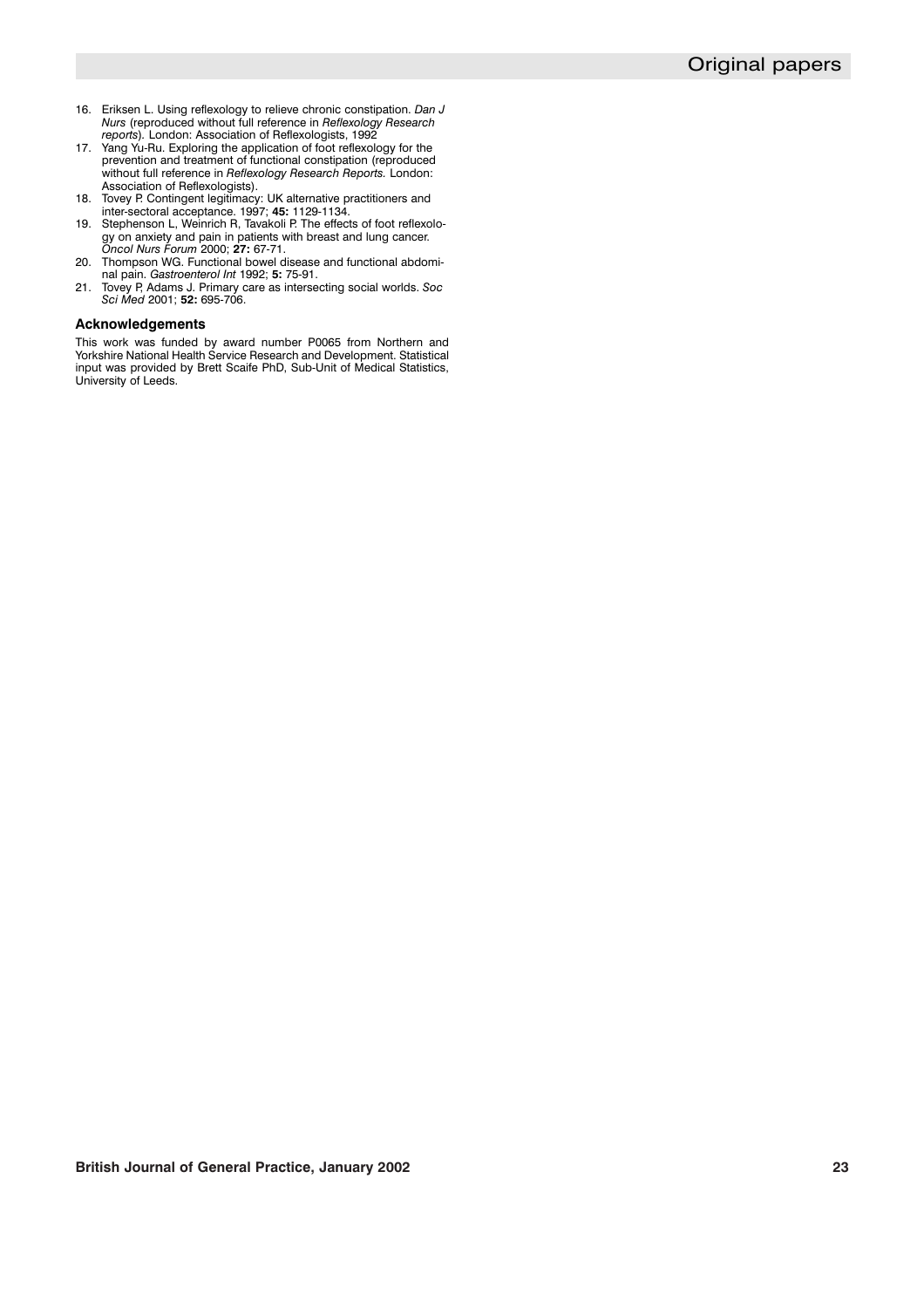16. Eriksen L. Using reflexology to relieve chronic constipation. *Dan J Nurs* (reproduced without full reference in *Reflexology Research reports*). London: Association of Reflexologists, 1992
17. Yang Yu-Ru. Exploring the application of foot reflexology for the prevention and treatment of functional constipation (reproduced without full reference in *Reflexology Research Reports.* London: Association of Reflexologists).
18. Tovey P. Contingent legitimacy: UK alternative practitioners and inter-sectoral acceptance. 1997; **45:** 1129-1134.
19. Stephenson L, Weinrich R, Tavakoli P. The effects of foot reflexology on anxiety and pain in patients with breast and lung cancer. *Oncol Nurs Forum* 2000; **27:** 67-71.
20. Thompson WG. Functional bowel disease and functional abdominal pain. *Gastroenterol Int* 1992; **5:** 75-91.
21. Tovey P, Adams J. Primary care as intersecting social worlds. *Soc Sci Med* 2001; **52:** 695-706.

### Acknowledgements

This work was funded by award number P0065 from Northern and Yorkshire National Health Service Research and Development. Statistical input was provided by Brett Scaife PhD, Sub-Unit of Medical Statistics, University of Leeds.